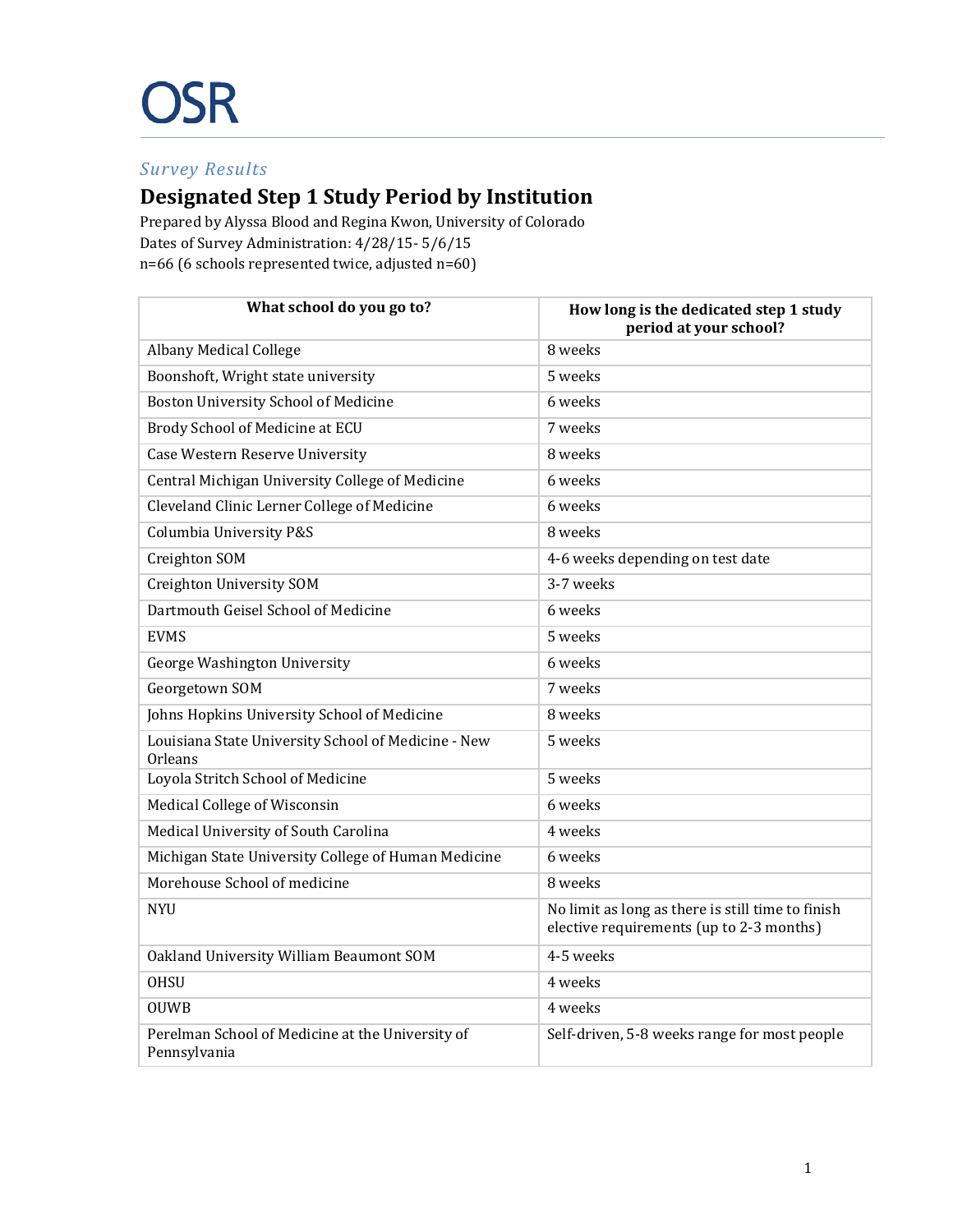OSR

*Survey Results*

# Designated Step 1 Study Period by Institution

Prepared by Alyssa Blood and Regina Kwon, University of Colorado
Dates of Survey Administration: 4/28/15- 5/6/15
n=66 (6 schools represented twice, adjusted n=60)

| What school do you go to? | How long is the dedicated step 1 study period at your school? |
|---|---|
| Albany Medical College | 8 weeks |
| Boonshoft, Wright state university | 5 weeks |
| Boston University School of Medicine | 6 weeks |
| Brody School of Medicine at ECU | 7 weeks |
| Case Western Reserve University | 8 weeks |
| Central Michigan University College of Medicine | 6 weeks |
| Cleveland Clinic Lerner College of Medicine | 6 weeks |
| Columbia University P&S | 8 weeks |
| Creighton SOM | 4-6 weeks depending on test date |
| Creighton University SOM | 3-7 weeks |
| Dartmouth Geisel School of Medicine | 6 weeks |
| EVMS | 5 weeks |
| George Washington University | 6 weeks |
| Georgetown SOM | 7 weeks |
| Johns Hopkins University School of Medicine | 8 weeks |
| Louisiana State University School of Medicine - New Orleans | 5 weeks |
| Loyola Stritch School of Medicine | 5 weeks |
| Medical College of Wisconsin | 6 weeks |
| Medical University of South Carolina | 4 weeks |
| Michigan State University College of Human Medicine | 6 weeks |
| Morehouse School of medicine | 8 weeks |
| NYU | No limit as long as there is still time to finish elective requirements (up to 2-3 months) |
| Oakland University William Beaumont SOM | 4-5 weeks |
| OHSU | 4 weeks |
| OUWB | 4 weeks |
| Perelman School of Medicine at the University of Pennsylvania | Self-driven, 5-8 weeks range for most people |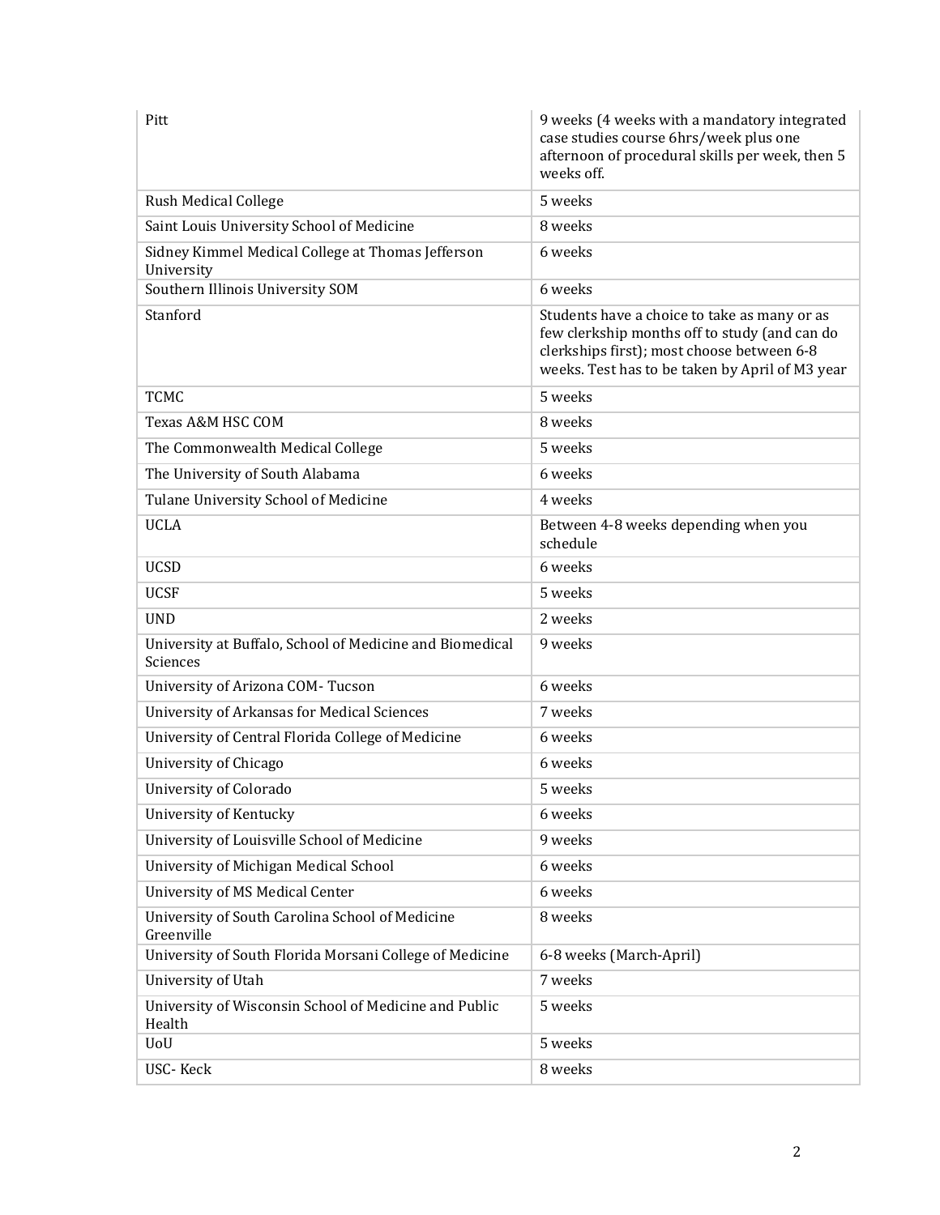| | |
|---|---|
| Pitt | 9 weeks (4 weeks with a mandatory integrated case studies course 6hrs/week plus one afternoon of procedural skills per week, then 5 weeks off. |
| Rush Medical College | 5 weeks |
| Saint Louis University School of Medicine | 8 weeks |
| Sidney Kimmel Medical College at Thomas Jefferson University | 6 weeks |
| Southern Illinois University SOM | 6 weeks |
| Stanford | Students have a choice to take as many or as few clerkship months off to study (and can do clerkships first); most choose between 6-8 weeks. Test has to be taken by April of M3 year |
| TCMC | 5 weeks |
| Texas A&M HSC COM | 8 weeks |
| The Commonwealth Medical College | 5 weeks |
| The University of South Alabama | 6 weeks |
| Tulane University School of Medicine | 4 weeks |
| UCLA | Between 4-8 weeks depending when you schedule |
| UCSD | 6 weeks |
| UCSF | 5 weeks |
| UND | 2 weeks |
| University at Buffalo, School of Medicine and Biomedical Sciences | 9 weeks |
| University of Arizona COM- Tucson | 6 weeks |
| University of Arkansas for Medical Sciences | 7 weeks |
| University of Central Florida College of Medicine | 6 weeks |
| University of Chicago | 6 weeks |
| University of Colorado | 5 weeks |
| University of Kentucky | 6 weeks |
| University of Louisville School of Medicine | 9 weeks |
| University of Michigan Medical School | 6 weeks |
| University of MS Medical Center | 6 weeks |
| University of South Carolina School of Medicine Greenville | 8 weeks |
| University of South Florida Morsani College of Medicine | 6-8 weeks (March-April) |
| University of Utah | 7 weeks |
| University of Wisconsin School of Medicine and Public Health | 5 weeks |
| UoU | 5 weeks |
| USC- Keck | 8 weeks |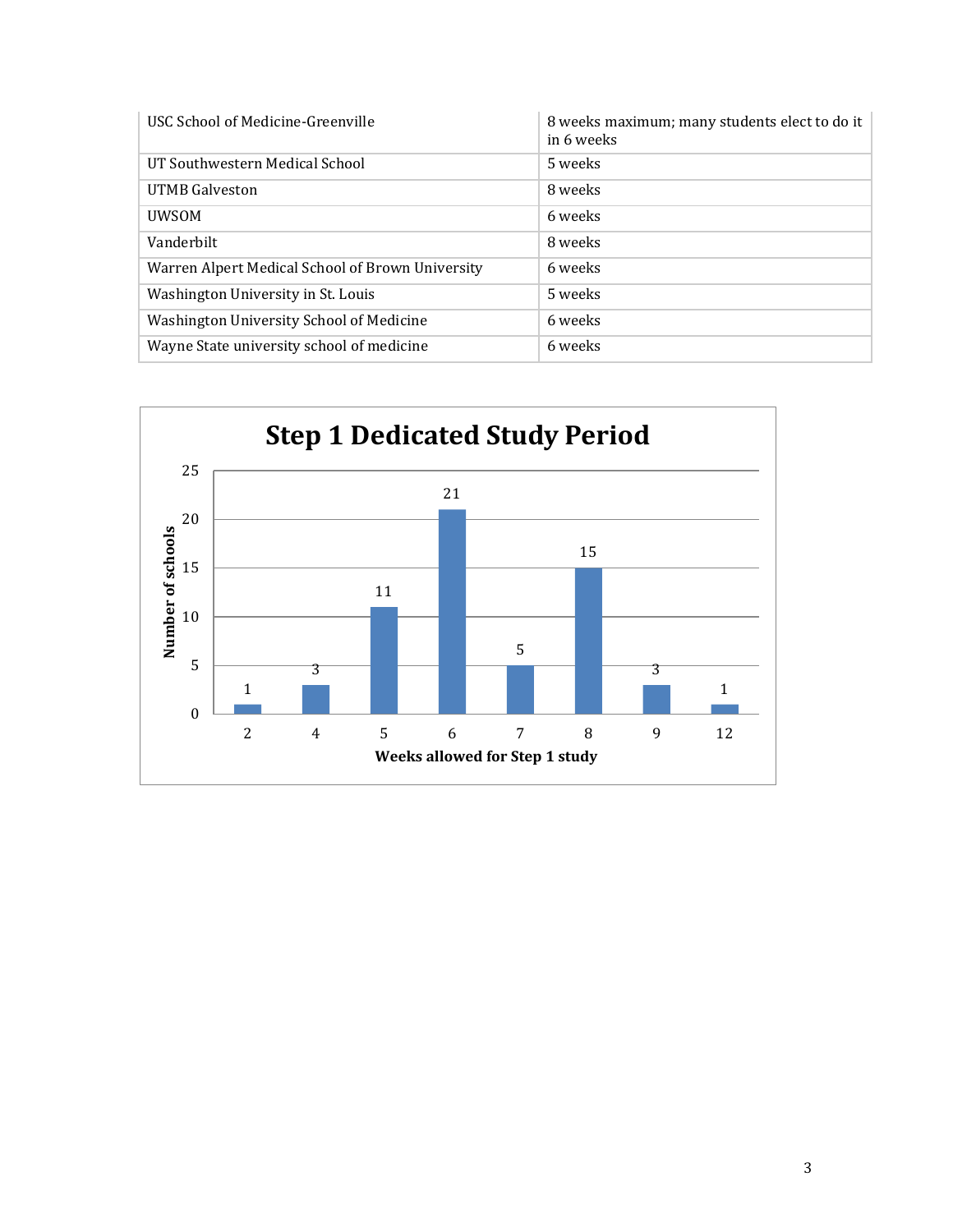| | |
|---|---|
| USC School of Medicine-Greenville | 8 weeks maximum; many students elect to do it in 6 weeks |
| UT Southwestern Medical School | 5 weeks |
| UTMB Galveston | 8 weeks |
| UWSOM | 6 weeks |
| Vanderbilt | 8 weeks |
| Warren Alpert Medical School of Brown University | 6 weeks |
| Washington University in St. Louis | 5 weeks |
| Washington University School of Medicine | 6 weeks |
| Wayne State university school of medicine | 6 weeks |

Step 1 Dedicated Study Period

Number of schools

25
20
15
10
5
0

1
3
11
21
5
15
3
1

2
4
5
6
7
8
9
12

Weeks allowed for Step 1 study